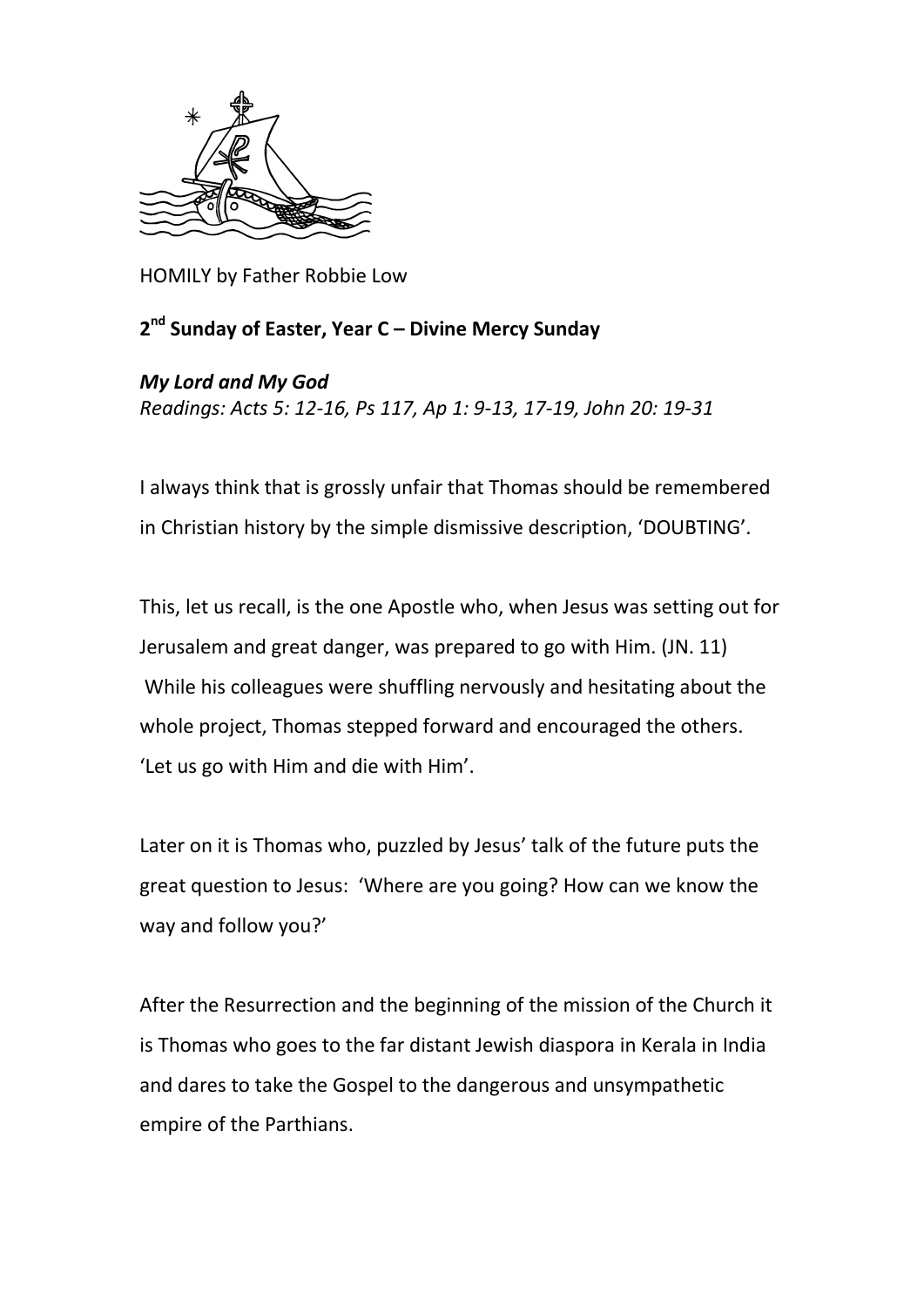HOMILY by Father Robbie Low

**2nd Sunday of Easter, Year C – Divine Mercy Sunday**

***My Lord and My God***

*Readings: Acts 5: 12-16, Ps 117, Ap 1: 9-13, 17-19, John 20: 19-31*

I always think that is grossly unfair that Thomas should be remembered in Christian history by the simple dismissive description, 'DOUBTING'.

This, let us recall, is the one Apostle who, when Jesus was setting out for Jerusalem and great danger, was prepared to go with Him. (JN. 11) While his colleagues were shuffling nervously and hesitating about the whole project, Thomas stepped forward and encouraged the others. 'Let us go with Him and die with Him'.

Later on it is Thomas who, puzzled by Jesus' talk of the future puts the great question to Jesus: 'Where are you going? How can we know the way and follow you?'

After the Resurrection and the beginning of the mission of the Church it is Thomas who goes to the far distant Jewish diaspora in Kerala in India and dares to take the Gospel to the dangerous and unsympathetic empire of the Parthians.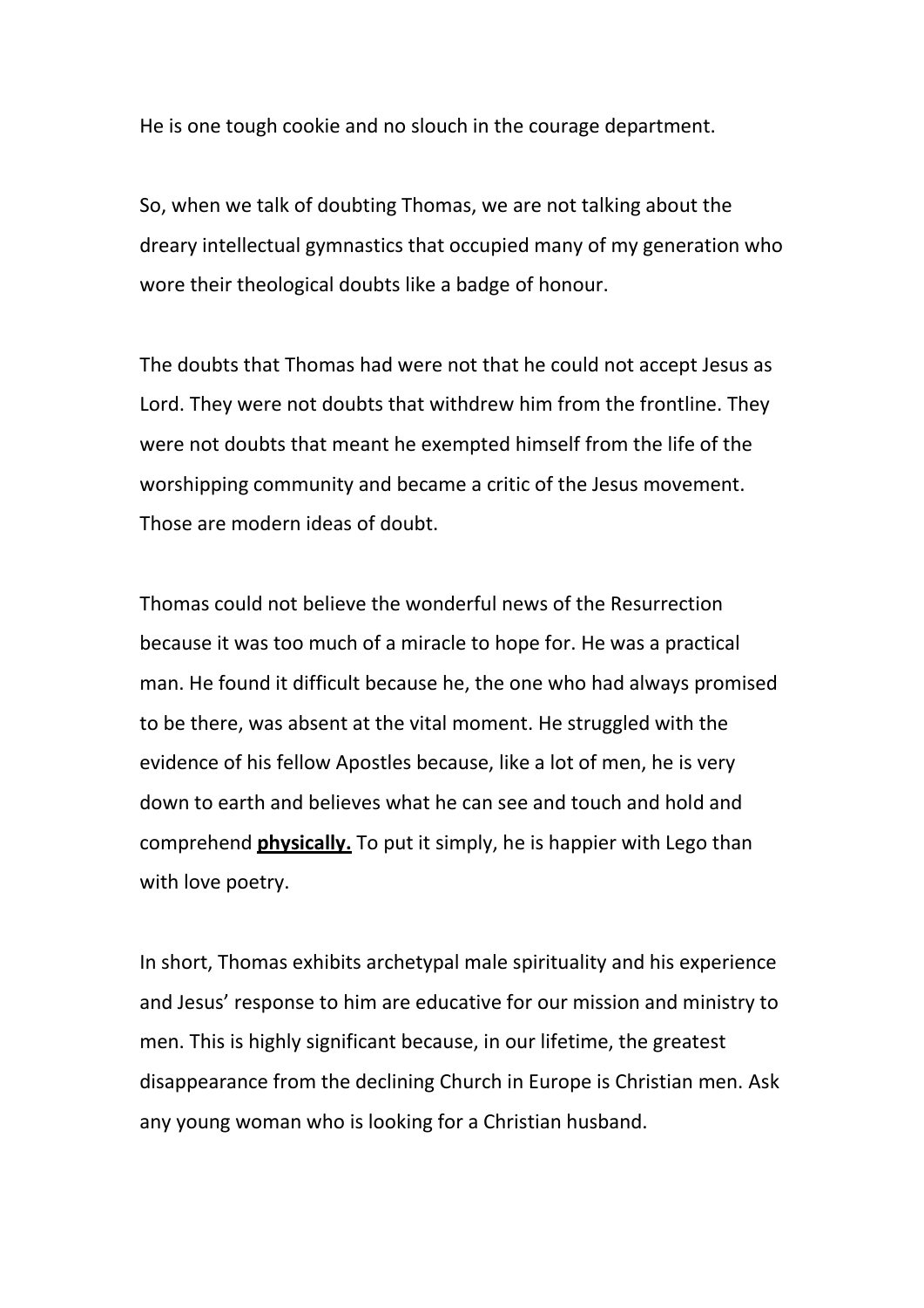He is one tough cookie and no slouch in the courage department.

So, when we talk of doubting Thomas, we are not talking about the dreary intellectual gymnastics that occupied many of my generation who wore their theological doubts like a badge of honour.

The doubts that Thomas had were not that he could not accept Jesus as Lord. They were not doubts that withdrew him from the frontline. They were not doubts that meant he exempted himself from the life of the worshipping community and became a critic of the Jesus movement. Those are modern ideas of doubt.

Thomas could not believe the wonderful news of the Resurrection because it was too much of a miracle to hope for. He was a practical man. He found it difficult because he, the one who had always promised to be there, was absent at the vital moment. He struggled with the evidence of his fellow Apostles because, like a lot of men, he is very down to earth and believes what he can see and touch and hold and comprehend <u>**physically.**</u> To put it simply, he is happier with Lego than with love poetry.

In short, Thomas exhibits archetypal male spirituality and his experience and Jesus' response to him are educative for our mission and ministry to men. This is highly significant because, in our lifetime, the greatest disappearance from the declining Church in Europe is Christian men. Ask any young woman who is looking for a Christian husband.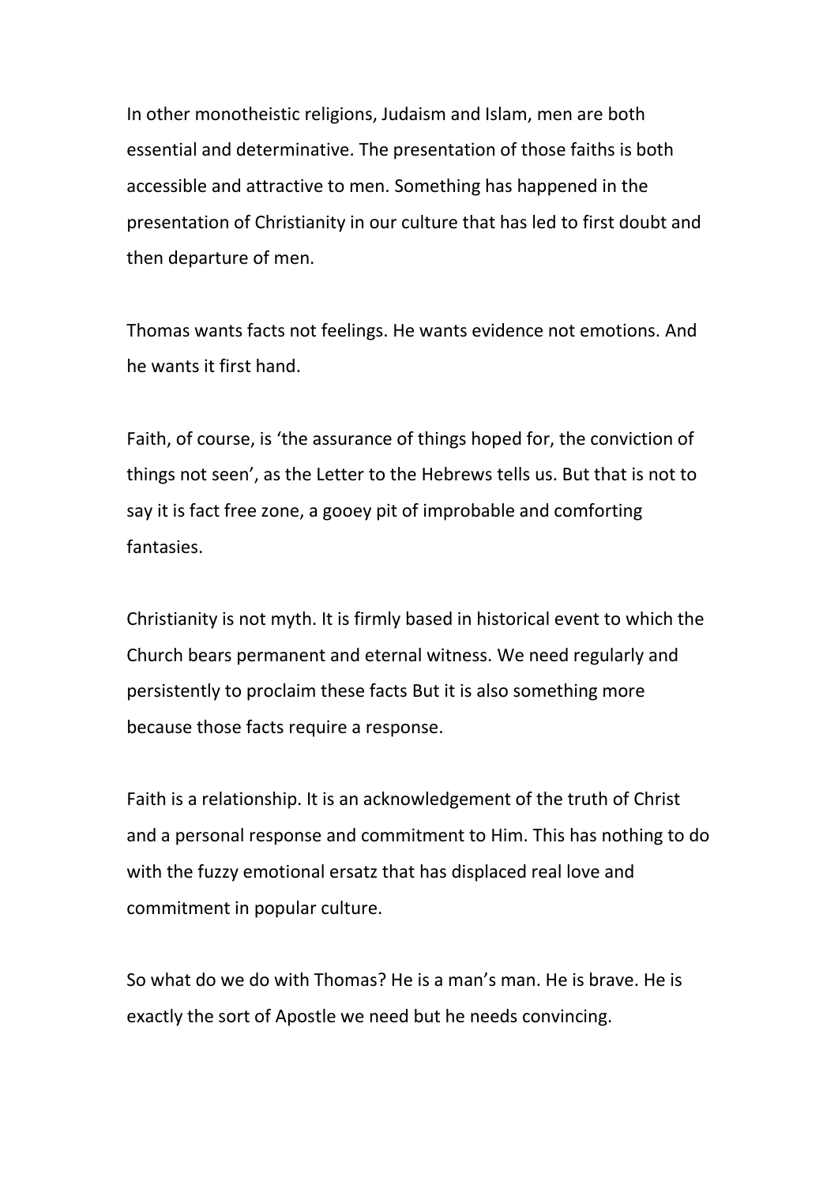In other monotheistic religions, Judaism and Islam, men are both essential and determinative. The presentation of those faiths is both accessible and attractive to men. Something has happened in the presentation of Christianity in our culture that has led to first doubt and then departure of men.

Thomas wants facts not feelings. He wants evidence not emotions. And he wants it first hand.

Faith, of course, is 'the assurance of things hoped for, the conviction of things not seen', as the Letter to the Hebrews tells us. But that is not to say it is fact free zone, a gooey pit of improbable and comforting fantasies.

Christianity is not myth. It is firmly based in historical event to which the Church bears permanent and eternal witness. We need regularly and persistently to proclaim these facts But it is also something more because those facts require a response.

Faith is a relationship. It is an acknowledgement of the truth of Christ and a personal response and commitment to Him. This has nothing to do with the fuzzy emotional ersatz that has displaced real love and commitment in popular culture.

So what do we do with Thomas? He is a man's man. He is brave. He is exactly the sort of Apostle we need but he needs convincing.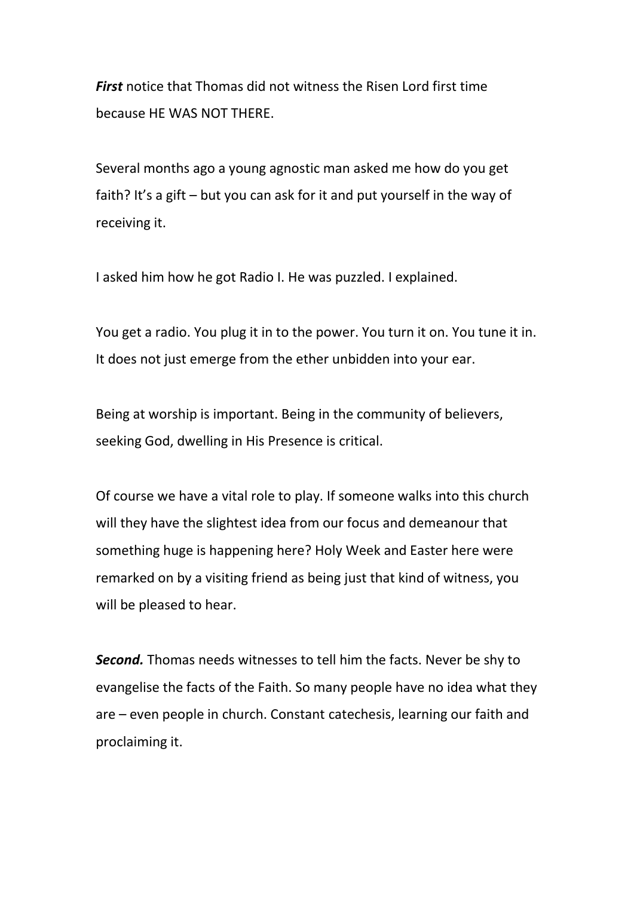***First*** notice that Thomas did not witness the Risen Lord first time because HE WAS NOT THERE.

Several months ago a young agnostic man asked me how do you get faith? It's a gift – but you can ask for it and put yourself in the way of receiving it.

I asked him how he got Radio I. He was puzzled. I explained.

You get a radio. You plug it in to the power. You turn it on. You tune it in. It does not just emerge from the ether unbidden into your ear.

Being at worship is important. Being in the community of believers, seeking God, dwelling in His Presence is critical.

Of course we have a vital role to play. If someone walks into this church will they have the slightest idea from our focus and demeanour that something huge is happening here? Holy Week and Easter here were remarked on by a visiting friend as being just that kind of witness, you will be pleased to hear.

***Second.*** Thomas needs witnesses to tell him the facts. Never be shy to evangelise the facts of the Faith. So many people have no idea what they are – even people in church. Constant catechesis, learning our faith and proclaiming it.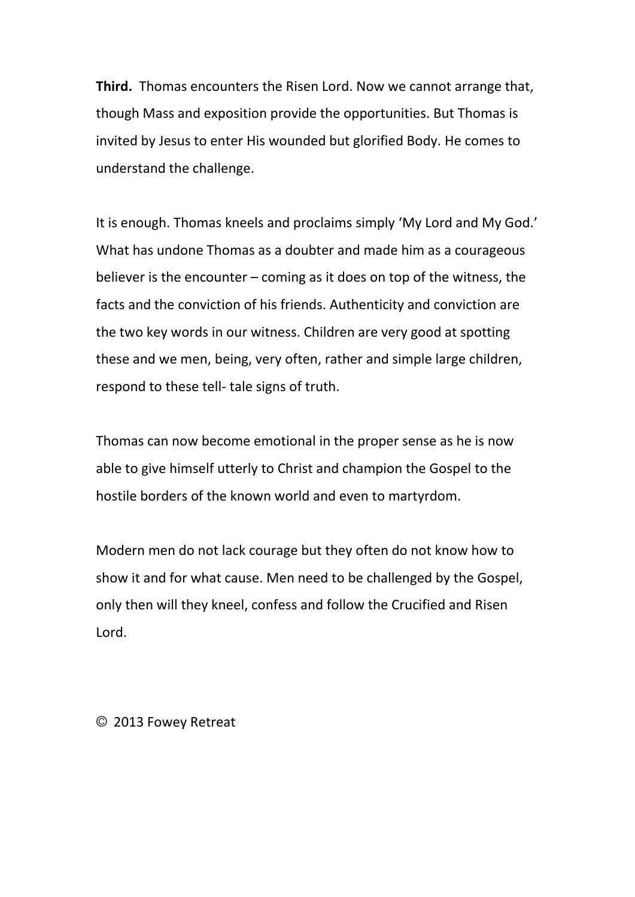**Third.** Thomas encounters the Risen Lord. Now we cannot arrange that, though Mass and exposition provide the opportunities. But Thomas is invited by Jesus to enter His wounded but glorified Body. He comes to understand the challenge.

It is enough. Thomas kneels and proclaims simply 'My Lord and My God.' What has undone Thomas as a doubter and made him as a courageous believer is the encounter – coming as it does on top of the witness, the facts and the conviction of his friends. Authenticity and conviction are the two key words in our witness. Children are very good at spotting these and we men, being, very often, rather and simple large children, respond to these tell- tale signs of truth.

Thomas can now become emotional in the proper sense as he is now able to give himself utterly to Christ and champion the Gospel to the hostile borders of the known world and even to martyrdom.

Modern men do not lack courage but they often do not know how to show it and for what cause. Men need to be challenged by the Gospel, only then will they kneel, confess and follow the Crucified and Risen Lord.

© 2013 Fowey Retreat